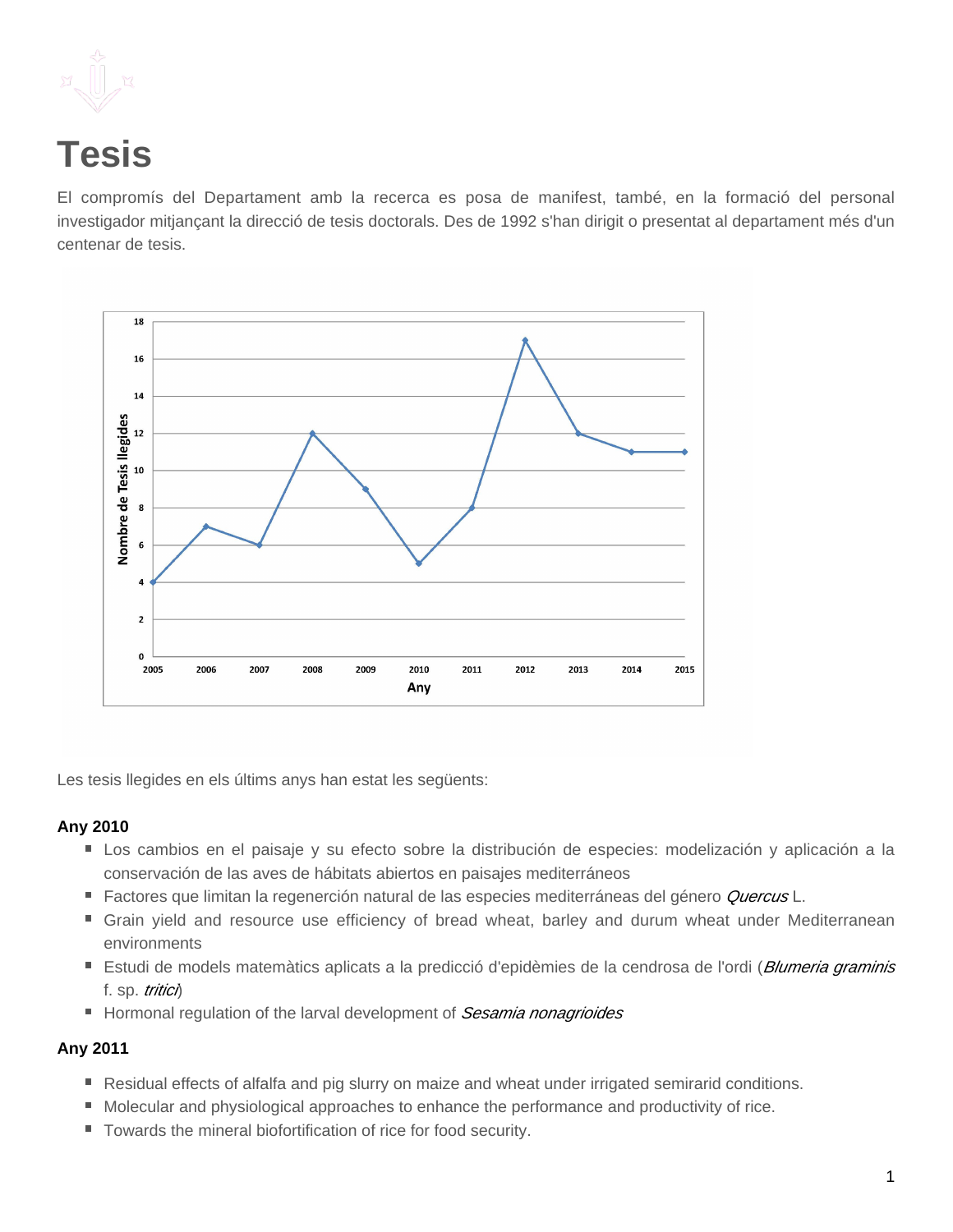# Tesis

El compromís del Departament amb la recerca es posa de manifest, també, en la formació del personal investigador mitjançant la direcció de tesis doctorals. Des de 1992 s'han dirigit o presentat al departament més d'un centenar de tesis.

Les tesis llegides en els últims anys han estat les següents:

### Any 2010

- Los cambios en el paisaje y su efecto sobre la distribución de especies: modelización y aplicación a la conservación de las aves de hábitats abiertos en paisajes mediterráneos
- Factores que limitan la regenerción natural de las especies mediterráneas del género *Quercus* L.
- Grain yield and resource use efficiency of bread wheat, barley and durum wheat under Mediterranean environments
- Estudi de models matemàtics aplicats a la predicció d'epidèmies de la cendrosa de l'ordi (*Blumeria graminis* f. sp. *tritici*)
- Hormonal regulation of the larval development of *Sesamia nonagrioides*

### Any 2011

- Residual effects of alfalfa and pig slurry on maize and wheat under irrigated semirarid conditions.
- Molecular and physiological approaches to enhance the performance and productivity of rice.
- Towards the mineral biofortification of rice for food security.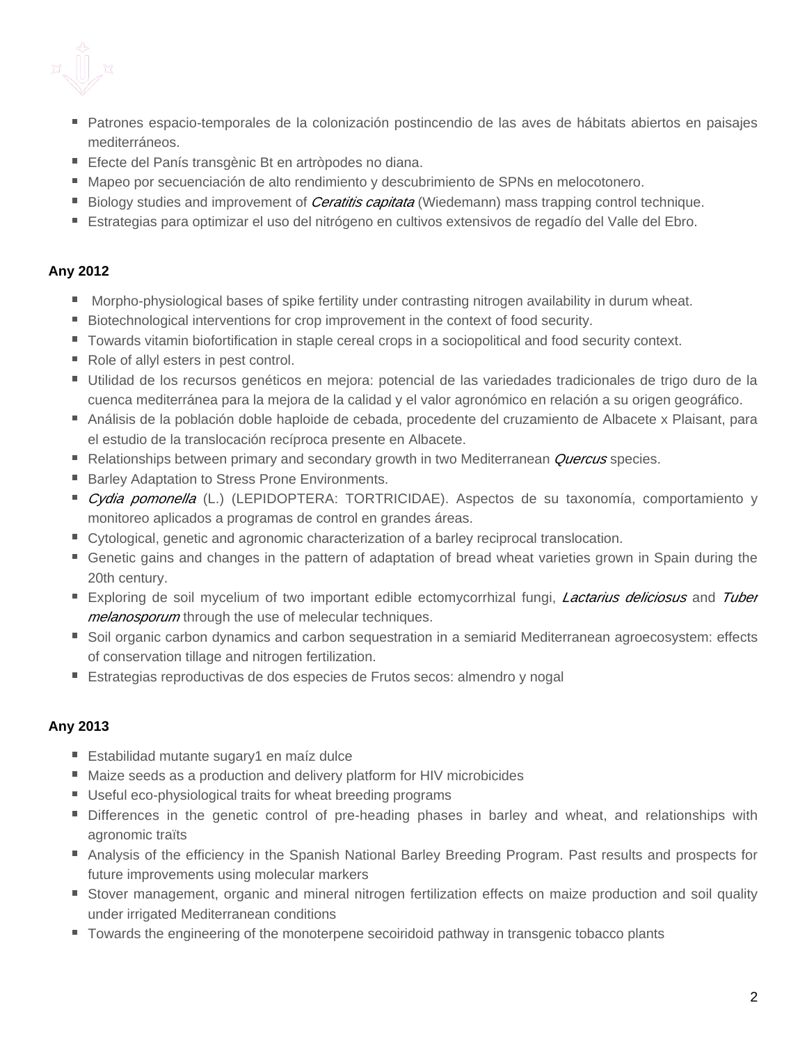- Patrones espacio-temporales de la colonización postincendio de las aves de hábitats abiertos en paisajes mediterráneos.
- Efecte del Panís transgènic Bt en artròpodes no diana.
- Mapeo por secuenciación de alto rendimiento y descubrimiento de SPNs en melocotonero.
- Biology studies and improvement of *Ceratitis capitata* (Wiedemann) mass trapping control technique.
- Estrategias para optimizar el uso del nitrógeno en cultivos extensivos de regadío del Valle del Ebro.

**Any 2012**

- Morpho-physiological bases of spike fertility under contrasting nitrogen availability in durum wheat.
- Biotechnological interventions for crop improvement in the context of food security.
- Towards vitamin biofortification in staple cereal crops in a sociopolitical and food security context.
- Role of allyl esters in pest control.
- Utilidad de los recursos genéticos en mejora: potencial de las variedades tradicionales de trigo duro de la cuenca mediterránea para la mejora de la calidad y el valor agronómico en relación a su origen geográfico.
- Análisis de la población doble haploide de cebada, procedente del cruzamiento de Albacete x Plaisant, para el estudio de la translocación recíproca presente en Albacete.
- Relationships between primary and secondary growth in two Mediterranean *Quercus* species.
- Barley Adaptation to Stress Prone Environments.
- *Cydia pomonella* (L.) (LEPIDOPTERA: TORTRICIDAE). Aspectos de su taxonomía, comportamiento y monitoreo aplicados a programas de control en grandes áreas.
- Cytological, genetic and agronomic characterization of a barley reciprocal translocation.
- Genetic gains and changes in the pattern of adaptation of bread wheat varieties grown in Spain during the 20th century.
- Exploring de soil mycelium of two important edible ectomycorrhizal fungi, *Lactarius deliciosus* and *Tuber melanosporum* through the use of melecular techniques.
- Soil organic carbon dynamics and carbon sequestration in a semiarid Mediterranean agroecosystem: effects of conservation tillage and nitrogen fertilization.
- Estrategias reproductivas de dos especies de Frutos secos: almendro y nogal

**Any 2013**

- Estabilidad mutante sugary1 en maíz dulce
- Maize seeds as a production and delivery platform for HIV microbicides
- Useful eco-physiological traits for wheat breeding programs
- Differences in the genetic control of pre-heading phases in barley and wheat, and relationships with agronomic traïts
- Analysis of the efficiency in the Spanish National Barley Breeding Program. Past results and prospects for future improvements using molecular markers
- Stover management, organic and mineral nitrogen fertilization effects on maize production and soil quality under irrigated Mediterranean conditions
- Towards the engineering of the monoterpene secoiridoid pathway in transgenic tobacco plants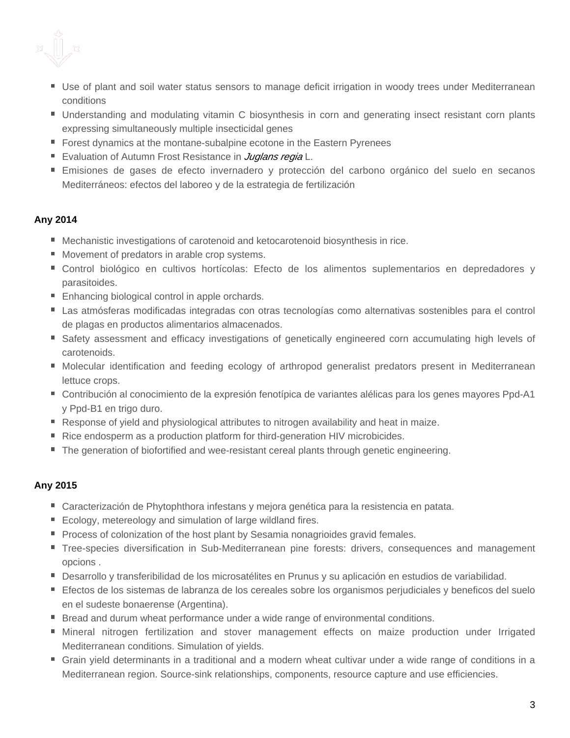- Use of plant and soil water status sensors to manage deficit irrigation in woody trees under Mediterranean conditions
- Understanding and modulating vitamin C biosynthesis in corn and generating insect resistant corn plants expressing simultaneously multiple insecticidal genes
- Forest dynamics at the montane-subalpine ecotone in the Eastern Pyrenees
- Evaluation of Autumn Frost Resistance in *Juglans regia* L.
- Emisiones de gases de efecto invernadero y protección del carbono orgánico del suelo en secanos Mediterráneos: efectos del laboreo y de la estrategia de fertilización

**Any 2014**

- Mechanistic investigations of carotenoid and ketocarotenoid biosynthesis in rice.
- Movement of predators in arable crop systems.
- Control biológico en cultivos hortícolas: Efecto de los alimentos suplementarios en depredadores y parasitoides.
- Enhancing biological control in apple orchards.
- Las atmósferas modificadas integradas con otras tecnologías como alternativas sostenibles para el control de plagas en productos alimentarios almacenados.
- Safety assessment and efficacy investigations of genetically engineered corn accumulating high levels of carotenoids.
- Molecular identification and feeding ecology of arthropod generalist predators present in Mediterranean lettuce crops.
- Contribución al conocimiento de la expresión fenotípica de variantes alélicas para los genes mayores Ppd-A1 y Ppd-B1 en trigo duro.
- Response of yield and physiological attributes to nitrogen availability and heat in maize.
- Rice endosperm as a production platform for third-generation HIV microbicides.
- The generation of biofortified and wee-resistant cereal plants through genetic engineering.

**Any 2015**

- Caracterización de Phytophthora infestans y mejora genética para la resistencia en patata.
- Ecology, metereology and simulation of large wildland fires.
- Process of colonization of the host plant by Sesamia nonagrioides gravid females.
- Tree-species diversification in Sub-Mediterranean pine forests: drivers, consequences and management opcions .
- Desarrollo y transferibilidad de los microsatélites en Prunus y su aplicación en estudios de variabilidad.
- Efectos de los sistemas de labranza de los cereales sobre los organismos perjudiciales y beneficos del suelo en el sudeste bonaerense (Argentina).
- Bread and durum wheat performance under a wide range of environmental conditions.
- Mineral nitrogen fertilization and stover management effects on maize production under Irrigated Mediterranean conditions. Simulation of yields.
- Grain yield determinants in a traditional and a modern wheat cultivar under a wide range of conditions in a Mediterranean region. Source-sink relationships, components, resource capture and use efficiencies.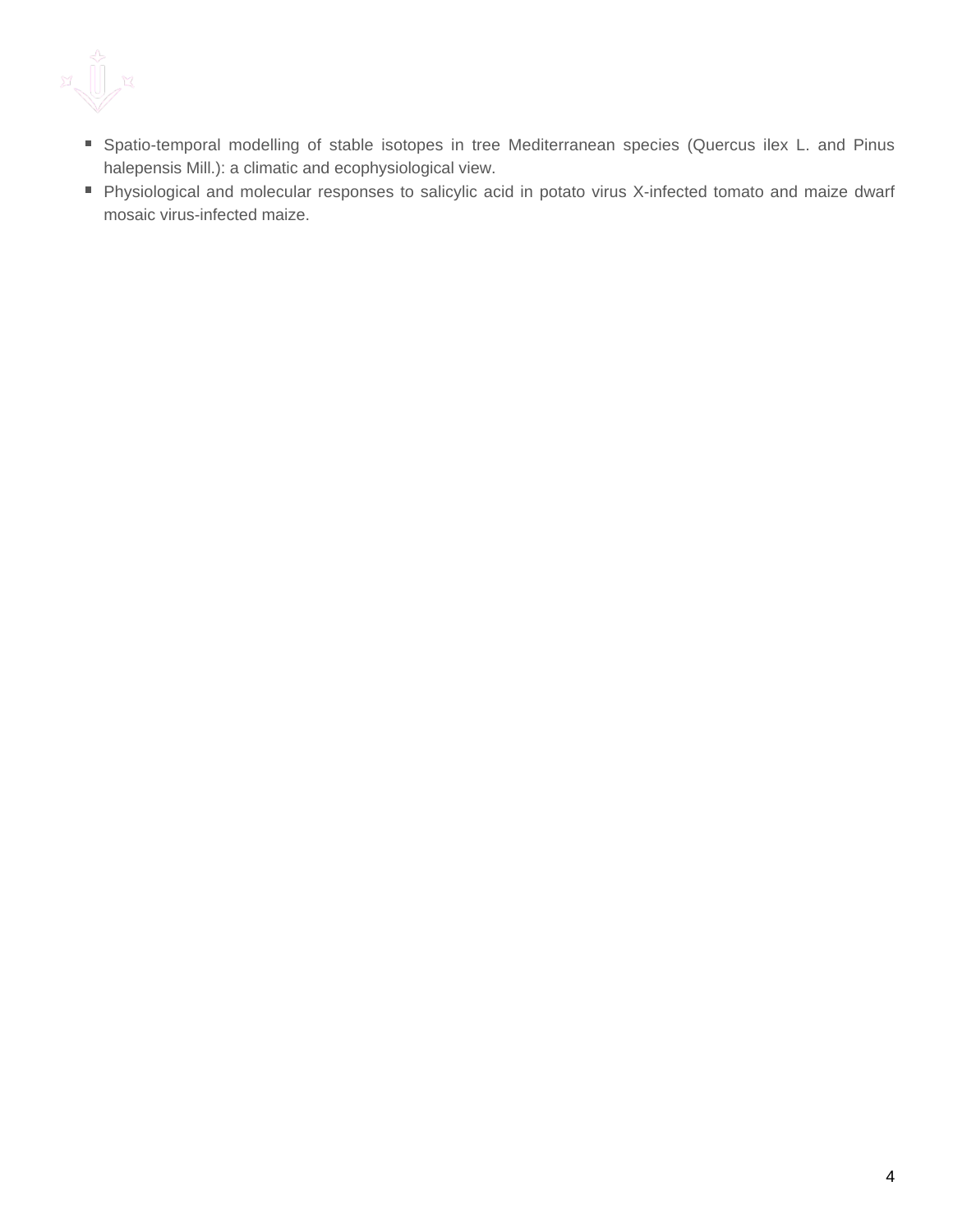- Spatio-temporal modelling of stable isotopes in tree Mediterranean species (Quercus ilex L. and Pinus halepensis Mill.): a climatic and ecophysiological view.
- Physiological and molecular responses to salicylic acid in potato virus X-infected tomato and maize dwarf mosaic virus-infected maize.